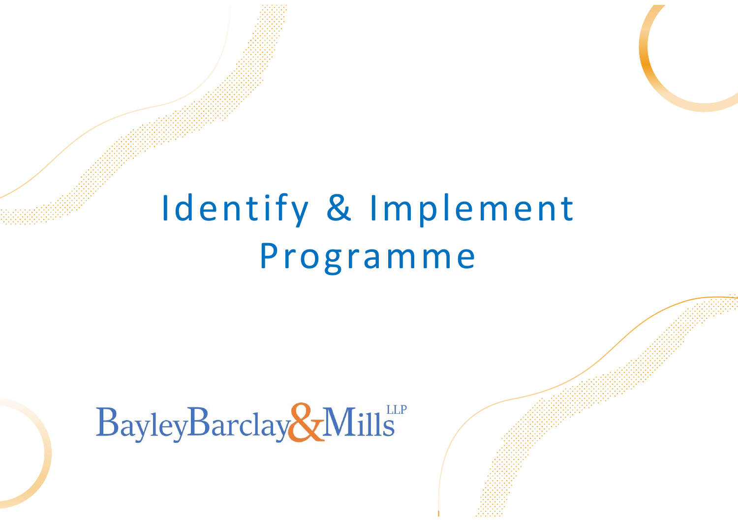# Identify & Implement Programme

BayleyBarclay&Mills LLP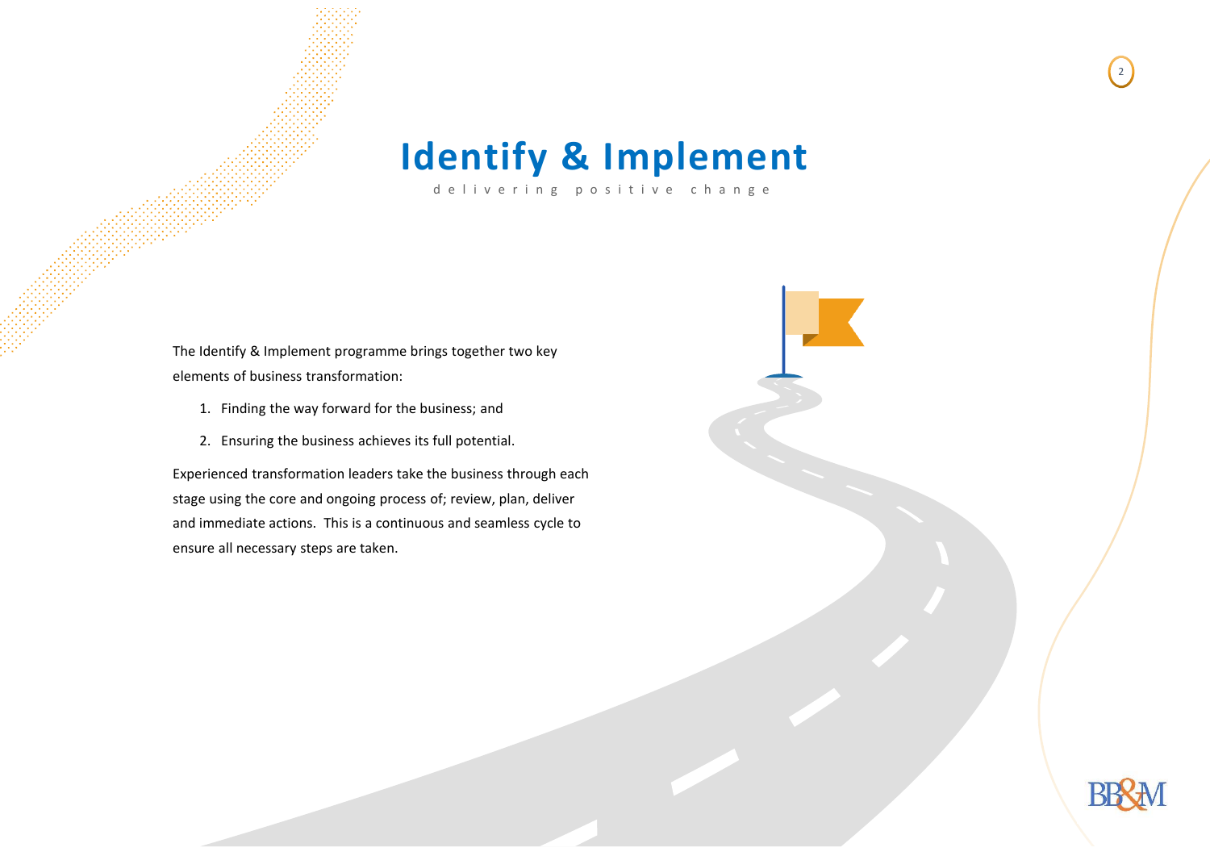# Identify & Implement

delivering positive change

The Identify & Implement programme brings together two key elements of business transformation:

1. Finding the way forward for the business; and
2. Ensuring the business achieves its full potential.

Experienced transformation leaders take the business through each stage using the core and ongoing process of; review, plan, deliver and immediate actions. This is a continuous and seamless cycle to ensure all necessary steps are taken.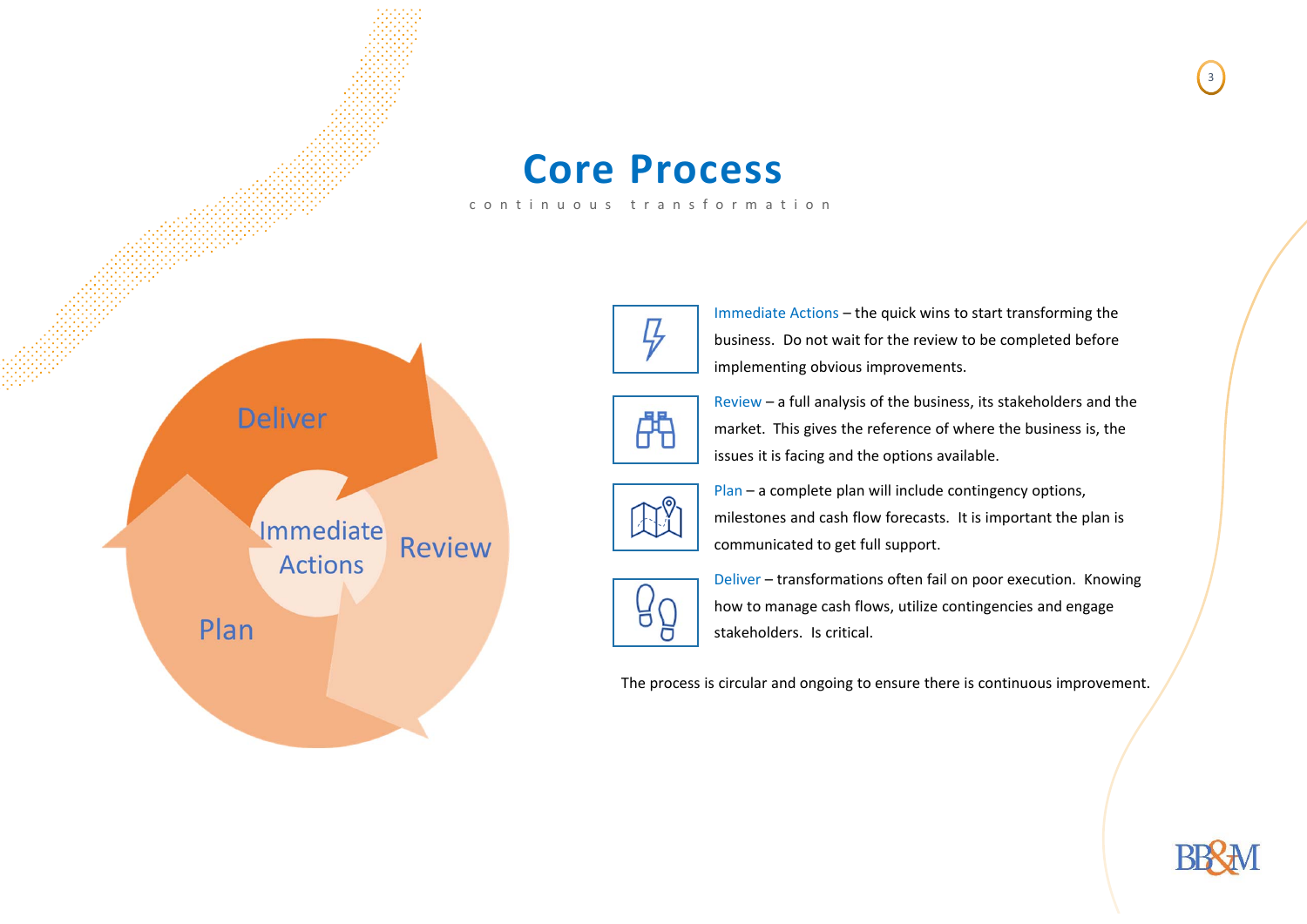# Core Process

continuous transformation

Deliver

Immediate Actions

Review

Plan

Immediate Actions – the quick wins to start transforming the business. Do not wait for the review to be completed before implementing obvious improvements.

Review – a full analysis of the business, its stakeholders and the market. This gives the reference of where the business is, the issues it is facing and the options available.

Plan – a complete plan will include contingency options, milestones and cash flow forecasts. It is important the plan is communicated to get full support.

Deliver – transformations often fail on poor execution. Knowing how to manage cash flows, utilize contingencies and engage stakeholders. Is critical.

The process is circular and ongoing to ensure there is continuous improvement.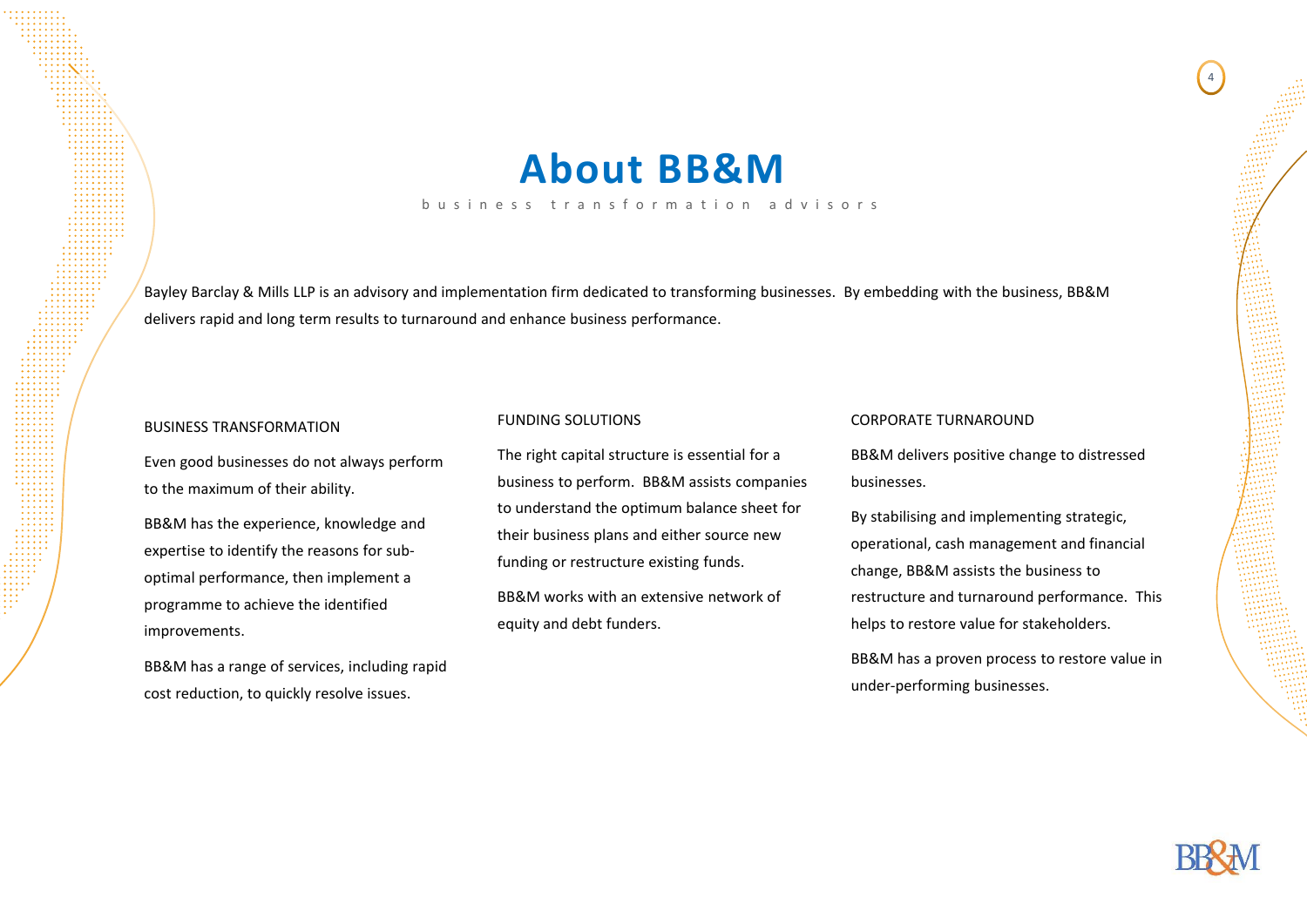# About BB&M

business transformation advisors

Bayley Barclay & Mills LLP is an advisory and implementation firm dedicated to transforming businesses. By embedding with the business, BB&M delivers rapid and long term results to turnaround and enhance business performance.

## BUSINESS TRANSFORMATION

Even good businesses do not always perform to the maximum of their ability.

BB&M has the experience, knowledge and expertise to identify the reasons for sub-optimal performance, then implement a programme to achieve the identified improvements.

BB&M has a range of services, including rapid cost reduction, to quickly resolve issues.

## FUNDING SOLUTIONS

The right capital structure is essential for a business to perform. BB&M assists companies to understand the optimum balance sheet for their business plans and either source new funding or restructure existing funds.

BB&M works with an extensive network of equity and debt funders.

## CORPORATE TURNAROUND

BB&M delivers positive change to distressed businesses.

By stabilising and implementing strategic, operational, cash management and financial change, BB&M assists the business to restructure and turnaround performance. This helps to restore value for stakeholders.

BB&M has a proven process to restore value in under-performing businesses.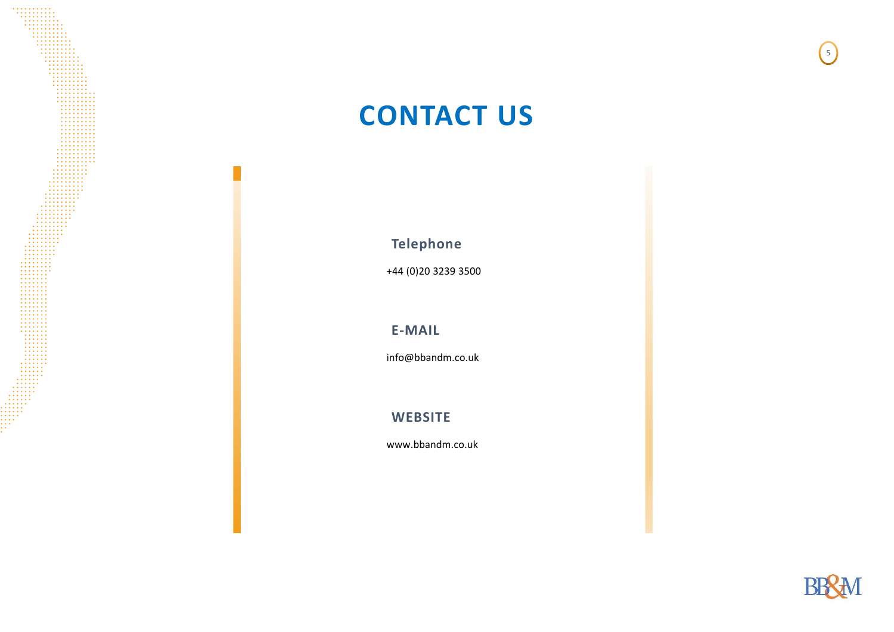# CONTACT US

### Telephone

+44 (0)20 3239 3500

### E-MAIL

info@bbandm.co.uk

### WEBSITE

www.bbandm.co.uk